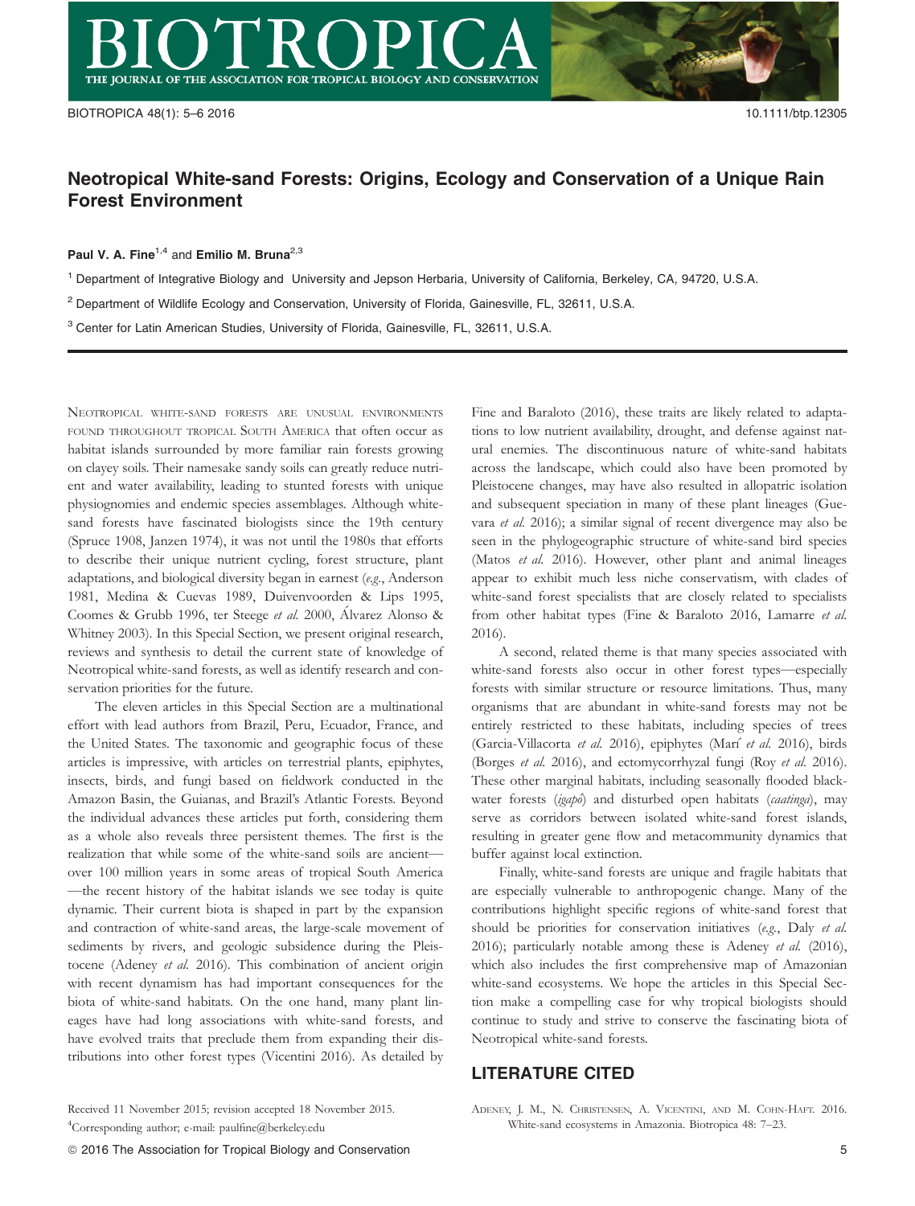# Neotropical White-sand Forests: Origins, Ecology and Conservation of a Unique Rain Forest Environment

**Paul V. A. Fine**[1,4] and **Emilio M. Bruna**[2,3]

[1] Department of Integrative Biology and University and Jepson Herbaria, University of California, Berkeley, CA, 94720, U.S.A.

[2] Department of Wildlife Ecology and Conservation, University of Florida, Gainesville, FL, 32611, U.S.A.

[3] Center for Latin American Studies, University of Florida, Gainesville, FL, 32611, U.S.A.

---

NEOTROPICAL WHITE-SAND FORESTS ARE UNUSUAL ENVIRONMENTS FOUND THROUGHOUT TROPICAL SOUTH AMERICA that often occur as habitat islands surrounded by more familiar rain forests growing on clayey soils. Their namesake sandy soils can greatly reduce nutrient and water availability, leading to stunted forests with unique physiognomies and endemic species assemblages. Although white-sand forests have fascinated biologists since the 19th century (Spruce 1908, Janzen 1974), it was not until the 1980s that efforts to describe their unique nutrient cycling, forest structure, plant adaptations, and biological diversity began in earnest (*e.g.*, Anderson 1981, Medina & Cuevas 1989, Duivenvoorden & Lips 1995, Coomes & Grubb 1996, ter Steege *et al.* 2000, Álvarez Alonso & Whitney 2003). In this Special Section, we present original research, reviews and synthesis to detail the current state of knowledge of Neotropical white-sand forests, as well as identify research and conservation priorities for the future.

The eleven articles in this Special Section are a multinational effort with lead authors from Brazil, Peru, Ecuador, France, and the United States. The taxonomic and geographic focus of these articles is impressive, with articles on terrestrial plants, epiphytes, insects, birds, and fungi based on fieldwork conducted in the Amazon Basin, the Guianas, and Brazil's Atlantic Forests. Beyond the individual advances these articles put forth, considering them as a whole also reveals three persistent themes. The first is the realization that while some of the white-sand soils are ancient—over 100 million years in some areas of tropical South America—the recent history of the habitat islands we see today is quite dynamic. Their current biota is shaped in part by the expansion and contraction of white-sand areas, the large-scale movement of sediments by rivers, and geologic subsidence during the Pleistocene (Adeney *et al.* 2016). This combination of ancient origin with recent dynamism has had important consequences for the biota of white-sand habitats. On the one hand, many plant lineages have had long associations with white-sand forests, and have evolved traits that preclude them from expanding their distributions into other forest types (Vicentini 2016). As detailed by Fine and Baraloto (2016), these traits are likely related to adaptations to low nutrient availability, drought, and defense against natural enemies. The discontinuous nature of white-sand habitats across the landscape, which could also have been promoted by Pleistocene changes, may have also resulted in allopatric isolation and subsequent speciation in many of these plant lineages (Guevara *et al.* 2016); a similar signal of recent divergence may also be seen in the phylogeographic structure of white-sand bird species (Matos *et al.* 2016). However, other plant and animal lineages appear to exhibit much less niche conservatism, with clades of white-sand forest specialists that are closely related to specialists from other habitat types (Fine & Baraloto 2016, Lamarre *et al.* 2016).

A second, related theme is that many species associated with white-sand forests also occur in other forest types—especially forests with similar structure or resource limitations. Thus, many organisms that are abundant in white-sand forests may not be entirely restricted to these habitats, including species of trees (Garcia-Villacorta *et al.* 2016), epiphytes (Marí *et al.* 2016), birds (Borges *et al.* 2016), and ectomycorrhyzal fungi (Roy *et al.* 2016). These other marginal habitats, including seasonally flooded blackwater forests (*igapó*) and disturbed open habitats (*caatinga*), may serve as corridors between isolated white-sand forest islands, resulting in greater gene flow and metacommunity dynamics that buffer against local extinction.

Finally, white-sand forests are unique and fragile habitats that are especially vulnerable to anthropogenic change. Many of the contributions highlight specific regions of white-sand forest that should be priorities for conservation initiatives (*e.g.*, Daly *et al.* 2016); particularly notable among these is Adeney *et al.* (2016), which also includes the first comprehensive map of Amazonian white-sand ecosystems. We hope the articles in this Special Section make a compelling case for why tropical biologists should continue to study and strive to conserve the fascinating biota of Neotropical white-sand forests.

## LITERATURE CITED

ADENEY, J. M., N. CHRISTENSEN, A. VICENTINI, AND M. COHN-HAFT. 2016. White-sand ecosystems in Amazonia. Biotropica 48: 7–23.

---

Received 11 November 2015; revision accepted 18 November 2015.

[4]Corresponding author; e-mail: paulfine@berkeley.edu

© 2016 The Association for Tropical Biology and Conservation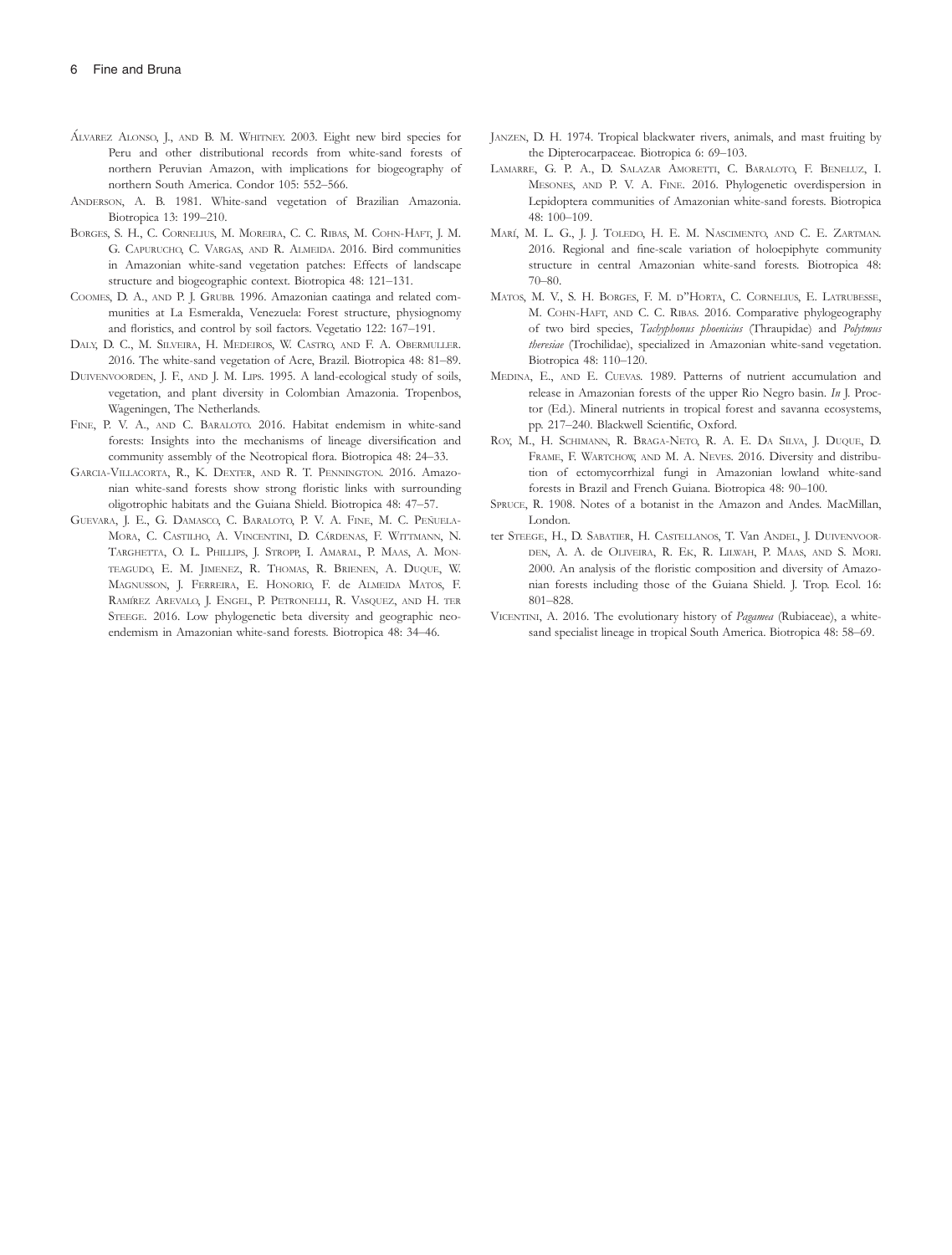Álvarez Alonso, J., and B. M. Whitney. 2003. Eight new bird species for Peru and other distributional records from white-sand forests of northern Peruvian Amazon, with implications for biogeography of northern South America. Condor 105: 552–566.

Anderson, A. B. 1981. White-sand vegetation of Brazilian Amazonia. Biotropica 13: 199–210.

Borges, S. H., C. Cornelius, M. Moreira, C. C. Ribas, M. Cohn-Haft, J. M. G. Capurucho, C. Vargas, and R. Almeida. 2016. Bird communities in Amazonian white-sand vegetation patches: Effects of landscape structure and biogeographic context. Biotropica 48: 121–131.

Coomes, D. A., and P. J. Grubb. 1996. Amazonian caatinga and related communities at La Esmeralda, Venezuela: Forest structure, physiognomy and floristics, and control by soil factors. Vegetatio 122: 167–191.

Daly, D. C., M. Silveira, H. Medeiros, W. Castro, and F. A. Obermuller. 2016. The white-sand vegetation of Acre, Brazil. Biotropica 48: 81–89.

Duivenvoorden, J. F., and J. M. Lips. 1995. A land-ecological study of soils, vegetation, and plant diversity in Colombian Amazonia. Tropenbos, Wageningen, The Netherlands.

Fine, P. V. A., and C. Baraloto. 2016. Habitat endemism in white-sand forests: Insights into the mechanisms of lineage diversification and community assembly of the Neotropical flora. Biotropica 48: 24–33.

Garcia-Villacorta, R., K. Dexter, and R. T. Pennington. 2016. Amazonian white-sand forests show strong floristic links with surrounding oligotrophic habitats and the Guiana Shield. Biotropica 48: 47–57.

Guevara, J. E., G. Damasco, C. Baraloto, P. V. A. Fine, M. C. Peñuela-Mora, C. Castilho, A. Vincentini, D. Cárdenas, F. Wittmann, N. Targhetta, O. L. Phillips, J. Stropp, I. Amaral, P. Maas, A. Monteagudo, E. M. Jimenez, R. Thomas, R. Brienen, A. Duque, W. Magnusson, J. Ferreira, E. Honorio, F. de Almeida Matos, F. Ramírez Arevalo, J. Engel, P. Petronelli, R. Vasquez, and H. ter Steege. 2016. Low phylogenetic beta diversity and geographic neo-endemism in Amazonian white-sand forests. Biotropica 48: 34–46.

Janzen, D. H. 1974. Tropical blackwater rivers, animals, and mast fruiting by the Dipterocarpaceae. Biotropica 6: 69–103.

Lamarre, G. P. A., D. Salazar Amoretti, C. Baraloto, F. Beneluz, I. Mesones, and P. V. A. Fine. 2016. Phylogenetic overdispersion in Lepidoptera communities of Amazonian white-sand forests. Biotropica 48: 100–109.

Marí, M. L. G., J. J. Toledo, H. E. M. Nascimento, and C. E. Zartman. 2016. Regional and fine-scale variation of holoepiphyte community structure in central Amazonian white-sand forests. Biotropica 48: 70–80.

Matos, M. V., S. H. Borges, F. M. d"Horta, C. Cornelius, E. Latrubesse, M. Cohn-Haft, and C. C. Ribas. 2016. Comparative phylogeography of two bird species, *Tachyphonus phoenicius* (Thraupidae) and *Polytmus theresiae* (Trochilidae), specialized in Amazonian white-sand vegetation. Biotropica 48: 110–120.

Medina, E., and E. Cuevas. 1989. Patterns of nutrient accumulation and release in Amazonian forests of the upper Rio Negro basin. *In* J. Proctor (Ed.). Mineral nutrients in tropical forest and savanna ecosystems, pp. 217–240. Blackwell Scientific, Oxford.

Roy, M., H. Schimann, R. Braga-Neto, R. A. E. Da Silva, J. Duque, D. Frame, F. Wartchow, and M. A. Neves. 2016. Diversity and distribution of ectomycorrhizal fungi in Amazonian lowland white-sand forests in Brazil and French Guiana. Biotropica 48: 90–100.

Spruce, R. 1908. Notes of a botanist in the Amazon and Andes. MacMillan, London.

ter Steege, H., D. Sabatier, H. Castellanos, T. Van Andel, J. Duivenvoorden, A. A. de Oliveira, R. Ek, R. Lilwah, P. Maas, and S. Mori. 2000. An analysis of the floristic composition and diversity of Amazonian forests including those of the Guiana Shield. J. Trop. Ecol. 16: 801–828.

Vicentini, A. 2016. The evolutionary history of *Pagamea* (Rubiaceae), a white-sand specialist lineage in tropical South America. Biotropica 48: 58–69.